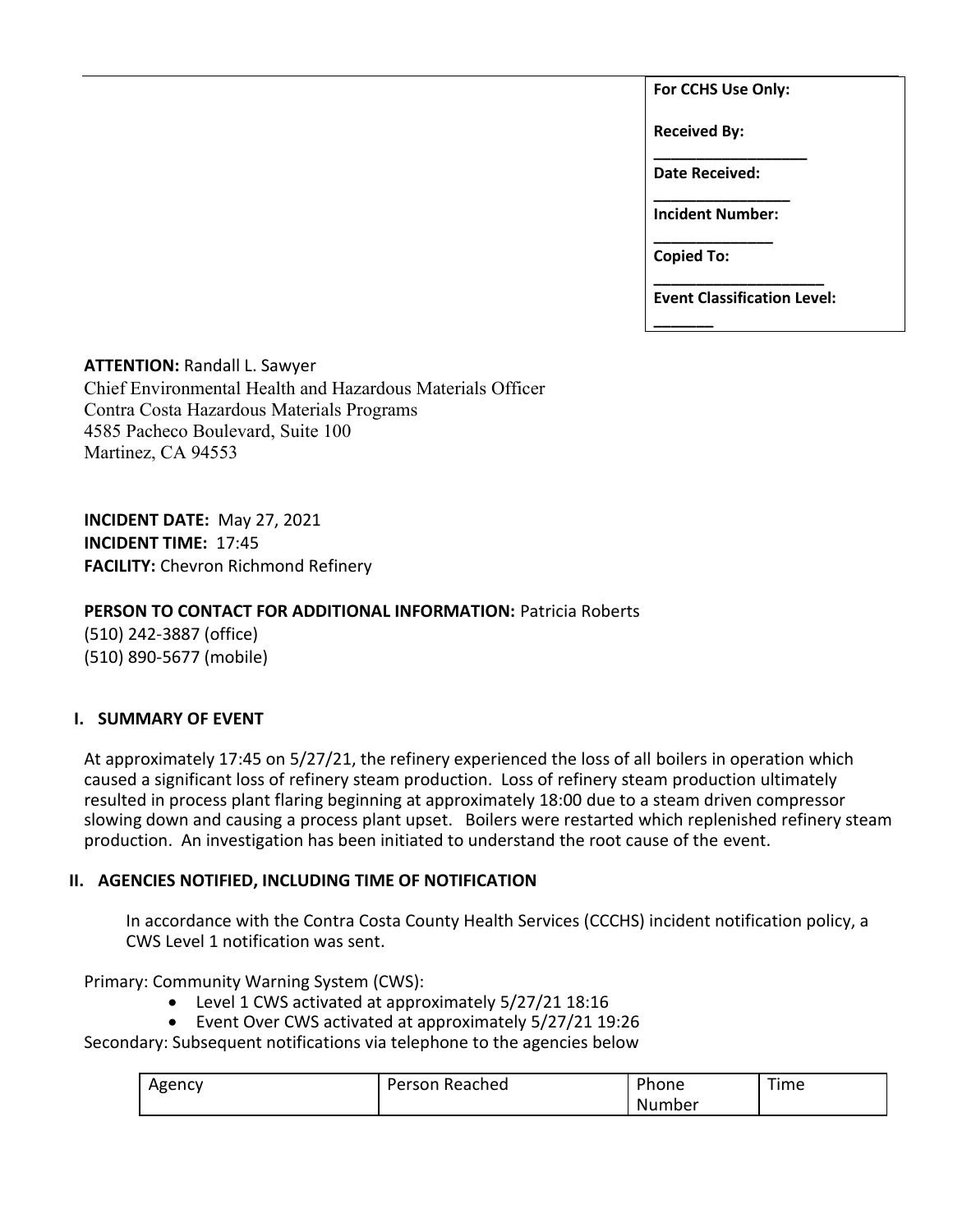**For CCHS Use Only:**

**Received By:** \_\_\_\_\_\_\_\_\_\_\_\_\_\_\_\_\_\_

**Date Received:** \_\_\_\_\_\_\_\_\_\_\_\_\_\_\_\_

**Incident Number:** \_\_\_\_\_\_\_\_\_\_\_\_\_\_

**Copied To:** \_\_\_\_\_\_\_\_\_\_\_\_\_\_\_\_\_\_\_\_

**Event Classification Level:** \_\_\_\_\_\_\_

**ATTENTION:** Randall L. Sawyer
Chief Environmental Health and Hazardous Materials Officer
Contra Costa Hazardous Materials Programs
4585 Pacheco Boulevard, Suite 100
Martinez, CA 94553

**INCIDENT DATE:** May 27, 2021
**INCIDENT TIME:** 17:45
**FACILITY:** Chevron Richmond Refinery

**PERSON TO CONTACT FOR ADDITIONAL INFORMATION:** Patricia Roberts
(510) 242-3887 (office)
(510) 890-5677 (mobile)

## I. SUMMARY OF EVENT

At approximately 17:45 on 5/27/21, the refinery experienced the loss of all boilers in operation which caused a significant loss of refinery steam production. Loss of refinery steam production ultimately resulted in process plant flaring beginning at approximately 18:00 due to a steam driven compressor slowing down and causing a process plant upset. Boilers were restarted which replenished refinery steam production. An investigation has been initiated to understand the root cause of the event.

## II. AGENCIES NOTIFIED, INCLUDING TIME OF NOTIFICATION

In accordance with the Contra Costa County Health Services (CCCHS) incident notification policy, a CWS Level 1 notification was sent.

Primary: Community Warning System (CWS):

- Level 1 CWS activated at approximately 5/27/21 18:16
- Event Over CWS activated at approximately 5/27/21 19:26

Secondary: Subsequent notifications via telephone to the agencies below

| Agency | Person Reached | Phone Number | Time |
|---|---|---|---|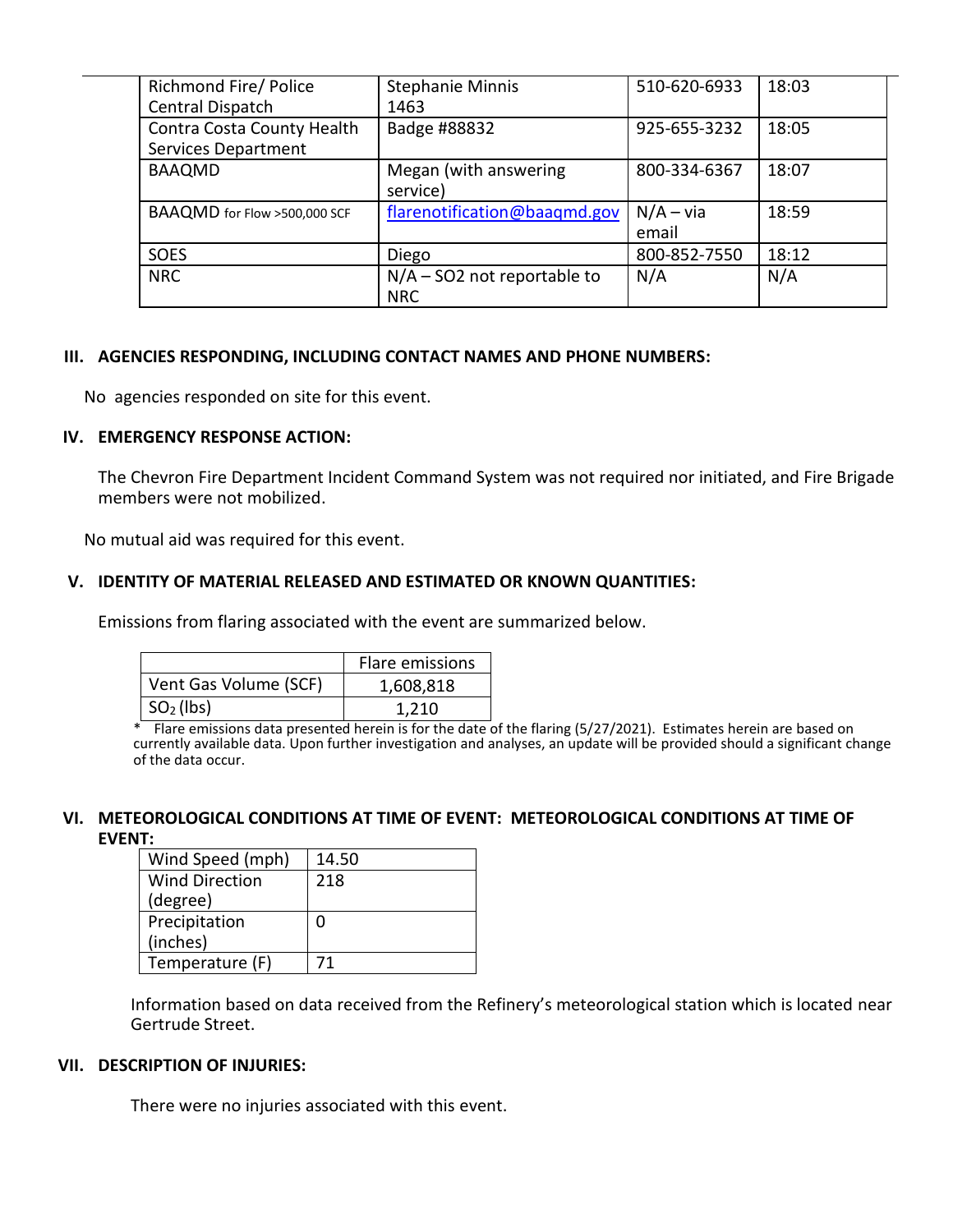| | | | |
|---|---|---|---|
| Richmond Fire/ Police Central Dispatch | Stephanie Minnis 1463 | 510-620-6933 | 18:03 |
| Contra Costa County Health Services Department | Badge #88832 | 925-655-3232 | 18:05 |
| BAAQMD | Megan (with answering service) | 800-334-6367 | 18:07 |
| BAAQMD for Flow >500,000 SCF | flarenotification@baaqmd.gov | N/A – via email | 18:59 |
| SOES | Diego | 800-852-7550 | 18:12 |
| NRC | N/A – SO2 not reportable to NRC | N/A | N/A |

## III. AGENCIES RESPONDING, INCLUDING CONTACT NAMES AND PHONE NUMBERS:

No agencies responded on site for this event.

## IV. EMERGENCY RESPONSE ACTION:

The Chevron Fire Department Incident Command System was not required nor initiated, and Fire Brigade members were not mobilized.

No mutual aid was required for this event.

## V. IDENTITY OF MATERIAL RELEASED AND ESTIMATED OR KNOWN QUANTITIES:

Emissions from flaring associated with the event are summarized below.

| | Flare emissions |
|---|---|
| Vent Gas Volume (SCF) | 1,608,818 |
| $SO_2$ (lbs) | 1,210 |

* Flare emissions data presented herein is for the date of the flaring (5/27/2021). Estimates herein are based on currently available data. Upon further investigation and analyses, an update will be provided should a significant change of the data occur.

## VI. METEOROLOGICAL CONDITIONS AT TIME OF EVENT: METEOROLOGICAL CONDITIONS AT TIME OF EVENT:

| | |
|---|---|
| Wind Speed (mph) | 14.50 |
| Wind Direction (degree) | 218 |
| Precipitation (inches) | 0 |
| Temperature (F) | 71 |

Information based on data received from the Refinery's meteorological station which is located near Gertrude Street.

## VII. DESCRIPTION OF INJURIES:

There were no injuries associated with this event.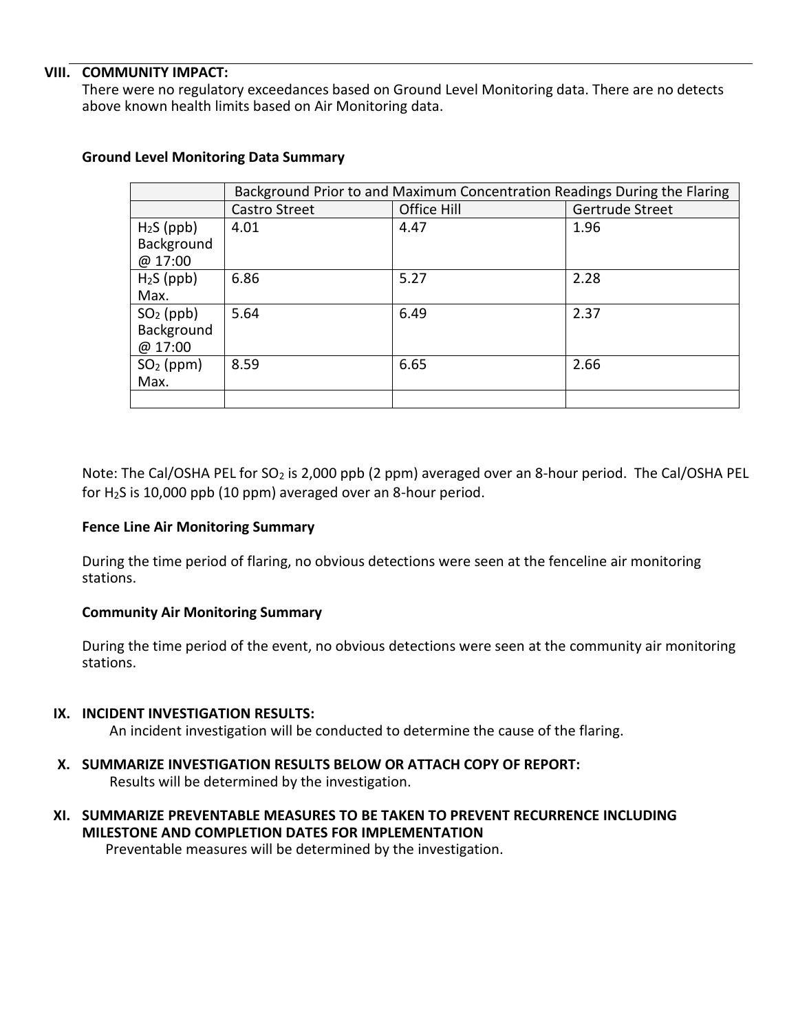## VIII. COMMUNITY IMPACT:

There were no regulatory exceedances based on Ground Level Monitoring data. There are no detects above known health limits based on Air Monitoring data.

**Ground Level Monitoring Data Summary**

| | Background Prior to and Maximum Concentration Readings During the Flaring | | |
|---|---|---|---|
| | Castro Street | Office Hill | Gertrude Street |
| $H_2S$ (ppb) Background @ 17:00 | 4.01 | 4.47 | 1.96 |
| $H_2S$ (ppb) Max. | 6.86 | 5.27 | 2.28 |
| $SO_2$ (ppb) Background @ 17:00 | 5.64 | 6.49 | 2.37 |
| $SO_2$ (ppm) Max. | 8.59 | 6.65 | 2.66 |
| | | | |

Note: The Cal/OSHA PEL for $SO_2$ is 2,000 ppb (2 ppm) averaged over an 8-hour period. The Cal/OSHA PEL for $H_2S$ is 10,000 ppb (10 ppm) averaged over an 8-hour period.

**Fence Line Air Monitoring Summary**

During the time period of flaring, no obvious detections were seen at the fenceline air monitoring stations.

**Community Air Monitoring Summary**

During the time period of the event, no obvious detections were seen at the community air monitoring stations.

## IX. INCIDENT INVESTIGATION RESULTS:

An incident investigation will be conducted to determine the cause of the flaring.

## X. SUMMARIZE INVESTIGATION RESULTS BELOW OR ATTACH COPY OF REPORT:

Results will be determined by the investigation.

## XI. SUMMARIZE PREVENTABLE MEASURES TO BE TAKEN TO PREVENT RECURRENCE INCLUDING MILESTONE AND COMPLETION DATES FOR IMPLEMENTATION

Preventable measures will be determined by the investigation.